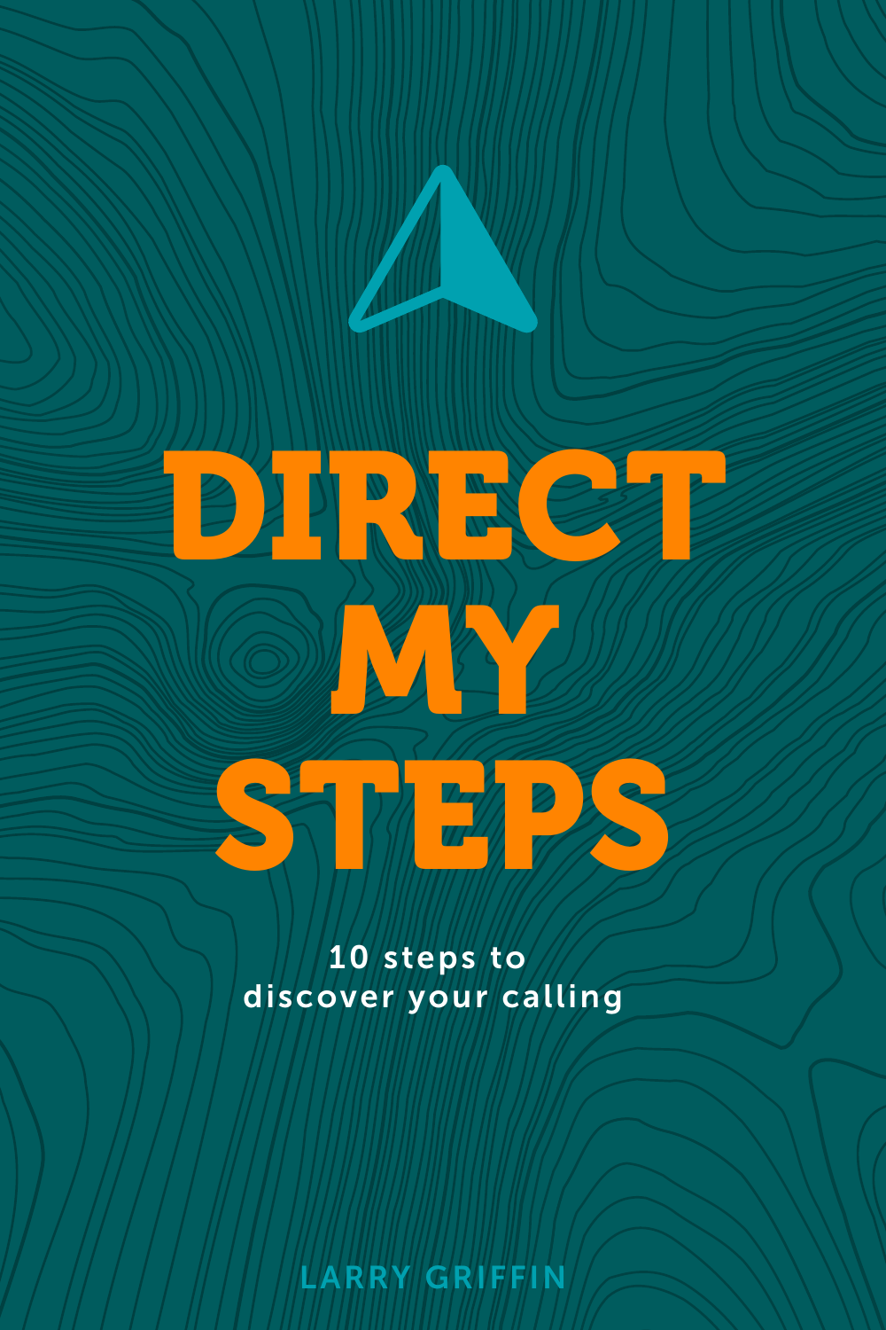# DIRECT MY STEPS

10 steps to discover your calling

LARRY GRIFFIN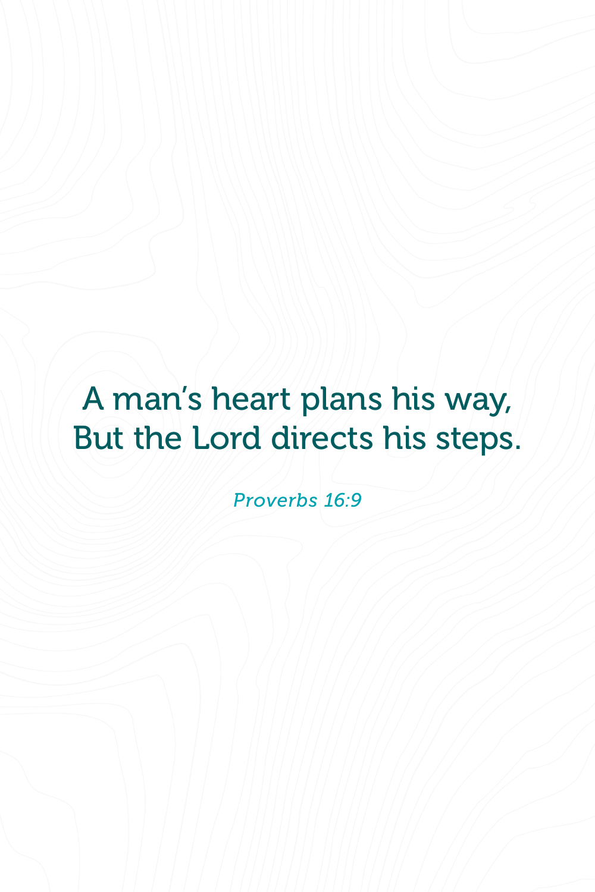A man's heart plans his way,
But the Lord directs his steps.

*Proverbs 16:9*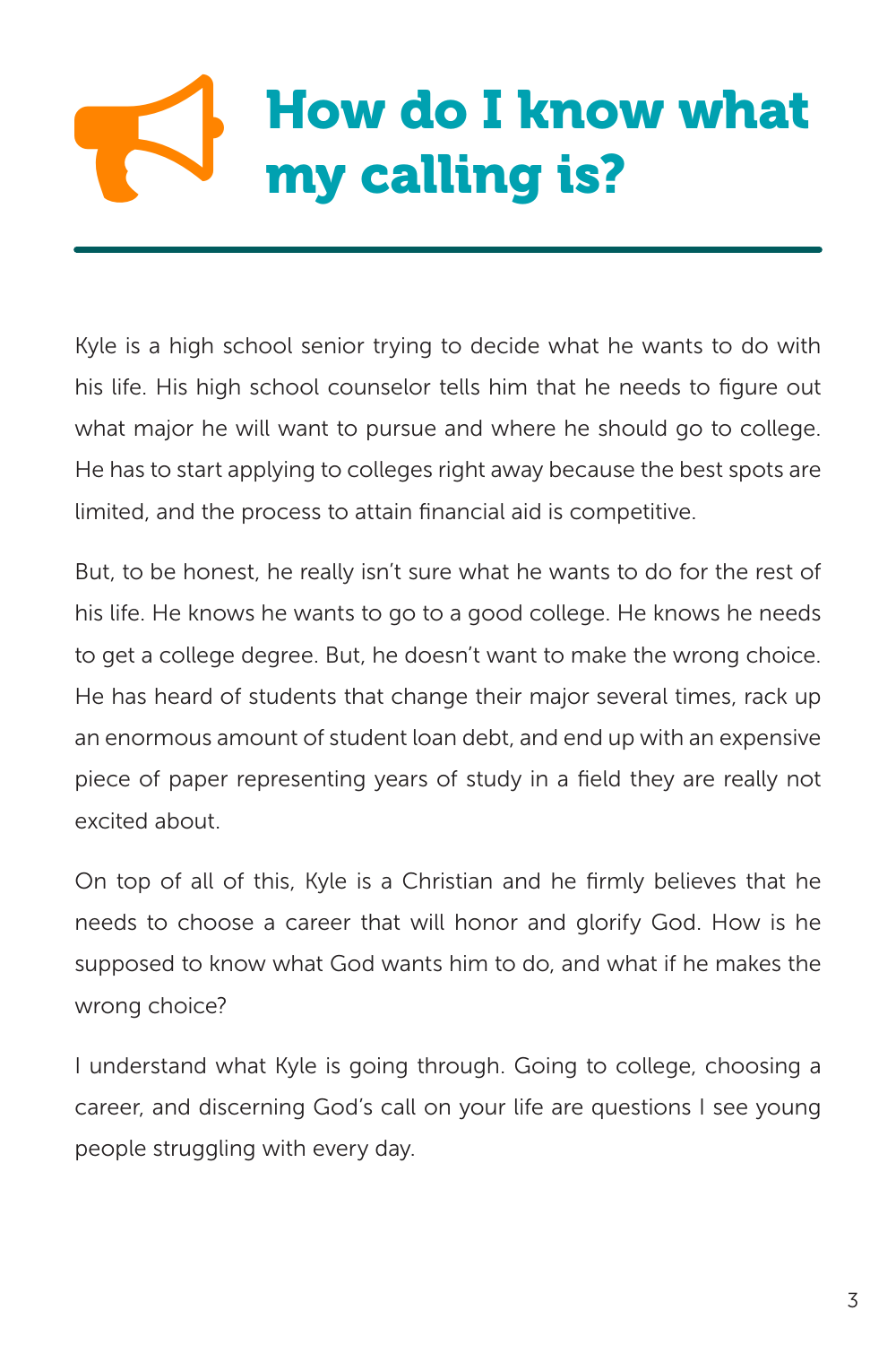# How do I know what my calling is?

Kyle is a high school senior trying to decide what he wants to do with his life. His high school counselor tells him that he needs to figure out what major he will want to pursue and where he should go to college. He has to start applying to colleges right away because the best spots are limited, and the process to attain financial aid is competitive.

But, to be honest, he really isn't sure what he wants to do for the rest of his life. He knows he wants to go to a good college. He knows he needs to get a college degree. But, he doesn't want to make the wrong choice. He has heard of students that change their major several times, rack up an enormous amount of student loan debt, and end up with an expensive piece of paper representing years of study in a field they are really not excited about.

On top of all of this, Kyle is a Christian and he firmly believes that he needs to choose a career that will honor and glorify God. How is he supposed to know what God wants him to do, and what if he makes the wrong choice?

I understand what Kyle is going through. Going to college, choosing a career, and discerning God's call on your life are questions I see young people struggling with every day.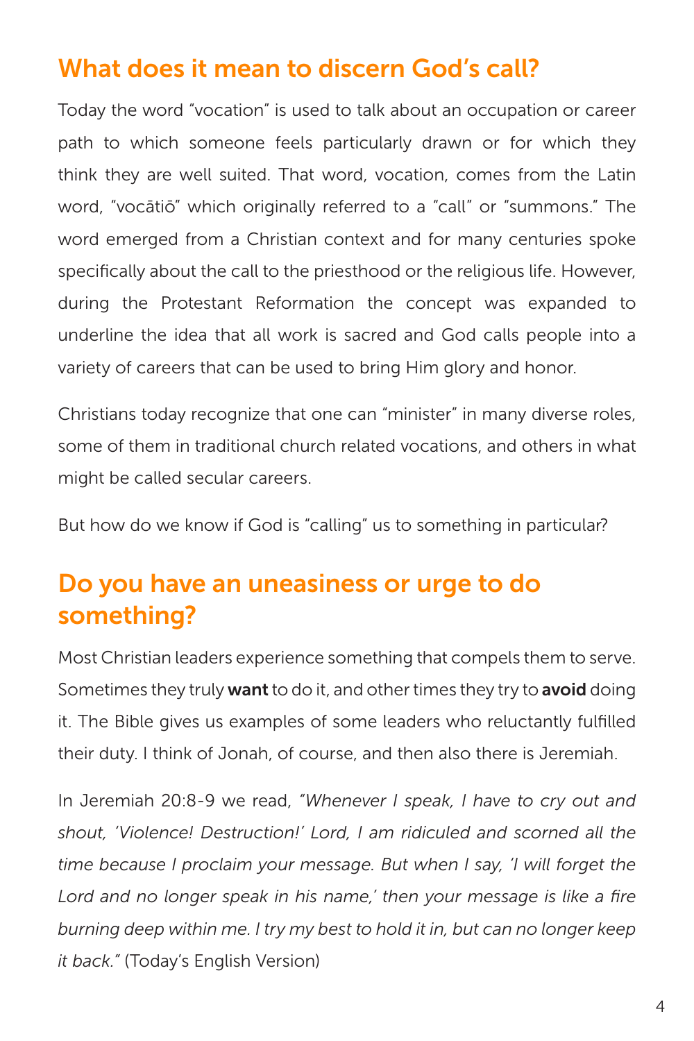## What does it mean to discern God's call?

Today the word "vocation" is used to talk about an occupation or career path to which someone feels particularly drawn or for which they think they are well suited. That word, vocation, comes from the Latin word, "vocātiō" which originally referred to a "call" or "summons." The word emerged from a Christian context and for many centuries spoke specifically about the call to the priesthood or the religious life. However, during the Protestant Reformation the concept was expanded to underline the idea that all work is sacred and God calls people into a variety of careers that can be used to bring Him glory and honor.

Christians today recognize that one can "minister" in many diverse roles, some of them in traditional church related vocations, and others in what might be called secular careers.

But how do we know if God is "calling" us to something in particular?

## Do you have an uneasiness or urge to do something?

Most Christian leaders experience something that compels them to serve. Sometimes they truly **want** to do it, and other times they try to **avoid** doing it. The Bible gives us examples of some leaders who reluctantly fulfilled their duty. I think of Jonah, of course, and then also there is Jeremiah.

In Jeremiah 20:8-9 we read, *"Whenever I speak, I have to cry out and shout, 'Violence! Destruction!' Lord, I am ridiculed and scorned all the time because I proclaim your message. But when I say, 'I will forget the Lord and no longer speak in his name,' then your message is like a fire burning deep within me. I try my best to hold it in, but can no longer keep it back."* (Today's English Version)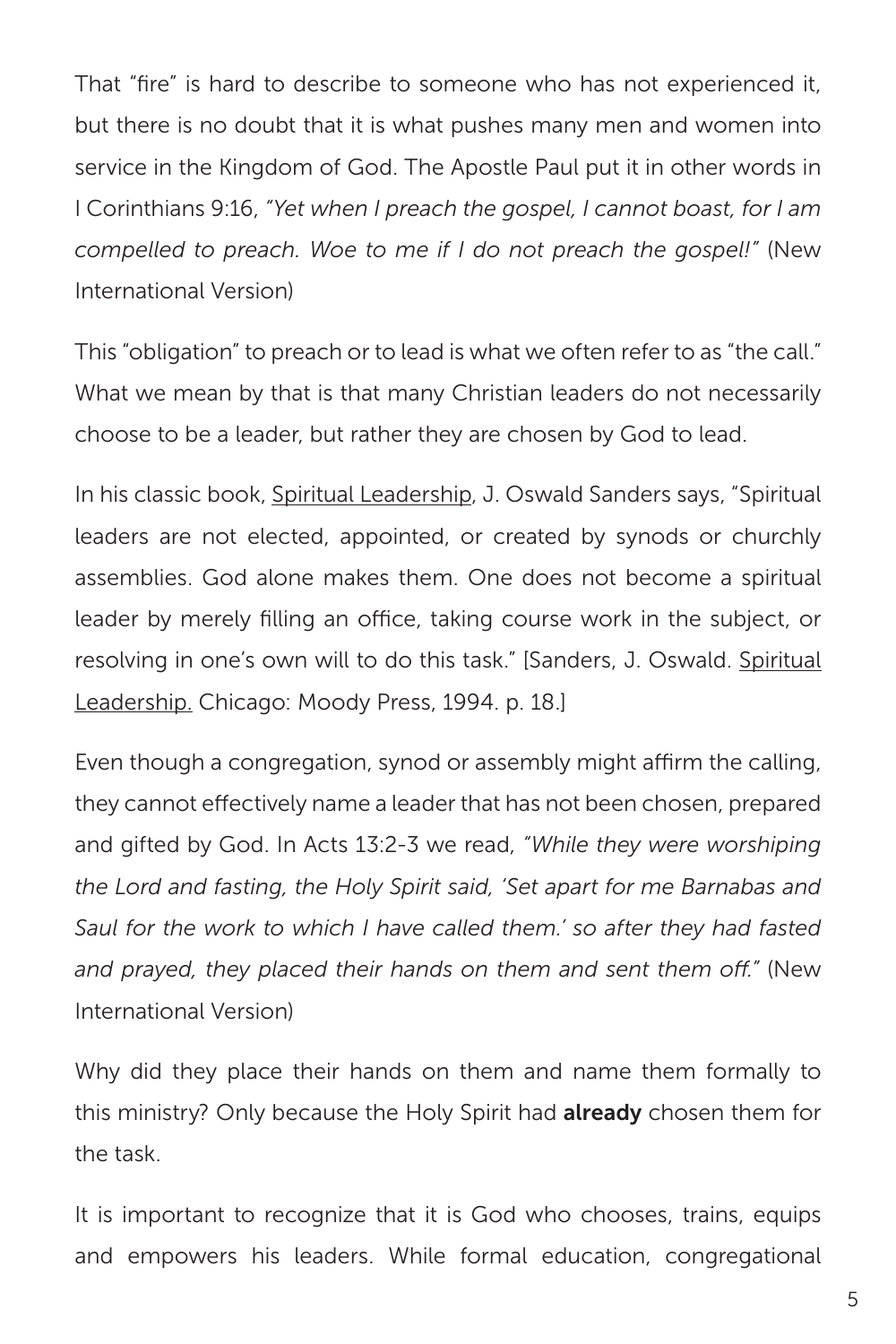That "fire" is hard to describe to someone who has not experienced it, but there is no doubt that it is what pushes many men and women into service in the Kingdom of God. The Apostle Paul put it in other words in I Corinthians 9:16, *"Yet when I preach the gospel, I cannot boast, for I am compelled to preach. Woe to me if I do not preach the gospel!"* (New International Version)

This "obligation" to preach or to lead is what we often refer to as "the call." What we mean by that is that many Christian leaders do not necessarily choose to be a leader, but rather they are chosen by God to lead.

In his classic book, <u>Spiritual Leadership</u>, J. Oswald Sanders says, "Spiritual leaders are not elected, appointed, or created by synods or churchly assemblies. God alone makes them. One does not become a spiritual leader by merely filling an office, taking course work in the subject, or resolving in one's own will to do this task." [Sanders, J. Oswald. <u>Spiritual Leadership.</u> Chicago: Moody Press, 1994. p. 18.]

Even though a congregation, synod or assembly might affirm the calling, they cannot effectively name a leader that has not been chosen, prepared and gifted by God. In Acts 13:2-3 we read, *"While they were worshiping the Lord and fasting, the Holy Spirit said, 'Set apart for me Barnabas and Saul for the work to which I have called them.' so after they had fasted and prayed, they placed their hands on them and sent them off."* (New International Version)

Why did they place their hands on them and name them formally to this ministry? Only because the Holy Spirit had **already** chosen them for the task.

It is important to recognize that it is God who chooses, trains, equips and empowers his leaders. While formal education, congregational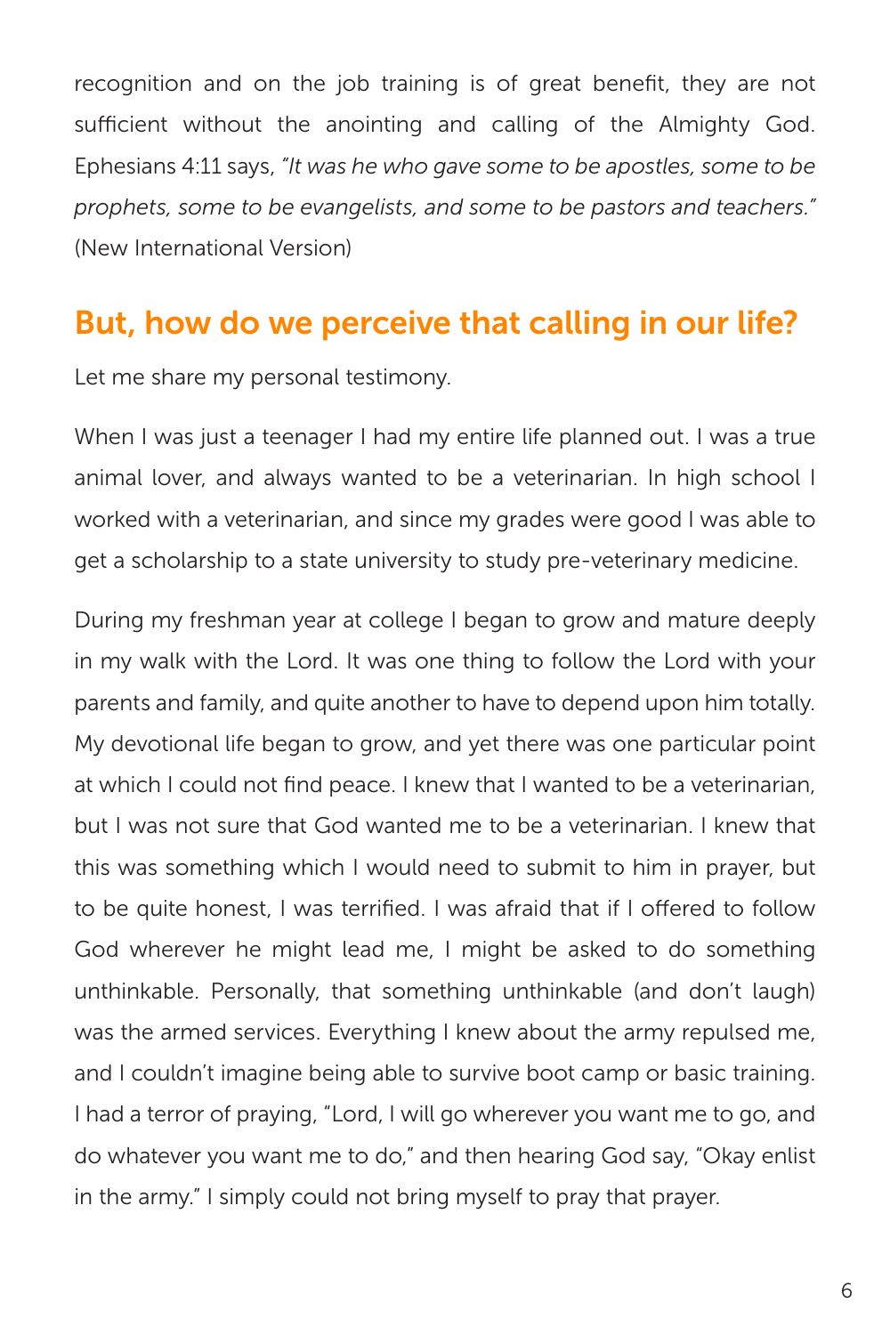recognition and on the job training is of great benefit, they are not sufficient without the anointing and calling of the Almighty God. Ephesians 4:11 says, *"It was he who gave some to be apostles, some to be prophets, some to be evangelists, and some to be pastors and teachers."* (New International Version)

## But, how do we perceive that calling in our life?

Let me share my personal testimony.

When I was just a teenager I had my entire life planned out. I was a true animal lover, and always wanted to be a veterinarian. In high school I worked with a veterinarian, and since my grades were good I was able to get a scholarship to a state university to study pre-veterinary medicine.

During my freshman year at college I began to grow and mature deeply in my walk with the Lord. It was one thing to follow the Lord with your parents and family, and quite another to have to depend upon him totally. My devotional life began to grow, and yet there was one particular point at which I could not find peace. I knew that I wanted to be a veterinarian, but I was not sure that God wanted me to be a veterinarian. I knew that this was something which I would need to submit to him in prayer, but to be quite honest, I was terrified. I was afraid that if I offered to follow God wherever he might lead me, I might be asked to do something unthinkable. Personally, that something unthinkable (and don't laugh) was the armed services. Everything I knew about the army repulsed me, and I couldn't imagine being able to survive boot camp or basic training. I had a terror of praying, "Lord, I will go wherever you want me to go, and do whatever you want me to do," and then hearing God say, "Okay enlist in the army." I simply could not bring myself to pray that prayer.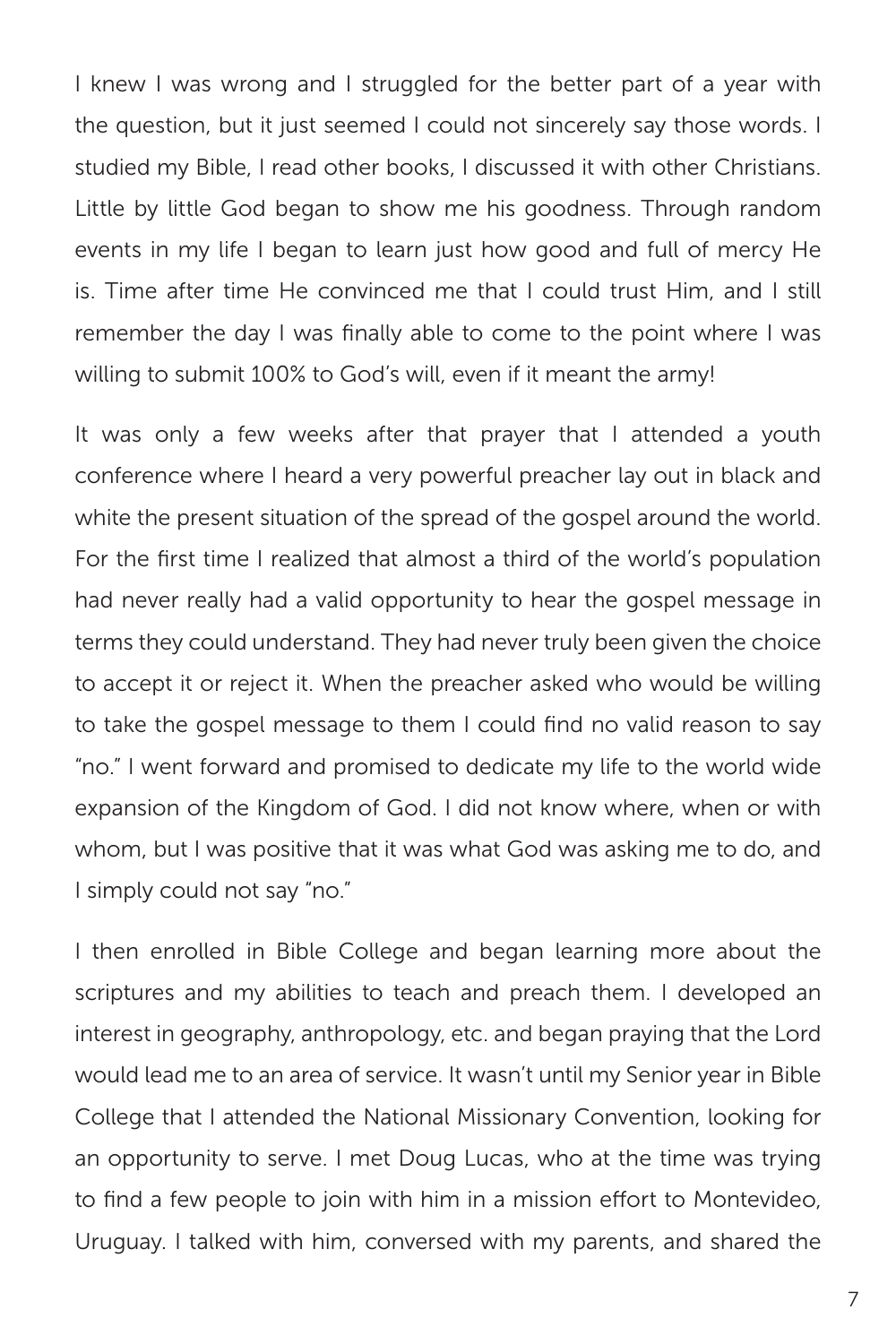I knew I was wrong and I struggled for the better part of a year with the question, but it just seemed I could not sincerely say those words. I studied my Bible, I read other books, I discussed it with other Christians. Little by little God began to show me his goodness. Through random events in my life I began to learn just how good and full of mercy He is. Time after time He convinced me that I could trust Him, and I still remember the day I was finally able to come to the point where I was willing to submit 100% to God's will, even if it meant the army!

It was only a few weeks after that prayer that I attended a youth conference where I heard a very powerful preacher lay out in black and white the present situation of the spread of the gospel around the world. For the first time I realized that almost a third of the world's population had never really had a valid opportunity to hear the gospel message in terms they could understand. They had never truly been given the choice to accept it or reject it. When the preacher asked who would be willing to take the gospel message to them I could find no valid reason to say "no." I went forward and promised to dedicate my life to the world wide expansion of the Kingdom of God. I did not know where, when or with whom, but I was positive that it was what God was asking me to do, and I simply could not say "no."

I then enrolled in Bible College and began learning more about the scriptures and my abilities to teach and preach them. I developed an interest in geography, anthropology, etc. and began praying that the Lord would lead me to an area of service. It wasn't until my Senior year in Bible College that I attended the National Missionary Convention, looking for an opportunity to serve. I met Doug Lucas, who at the time was trying to find a few people to join with him in a mission effort to Montevideo, Uruguay. I talked with him, conversed with my parents, and shared the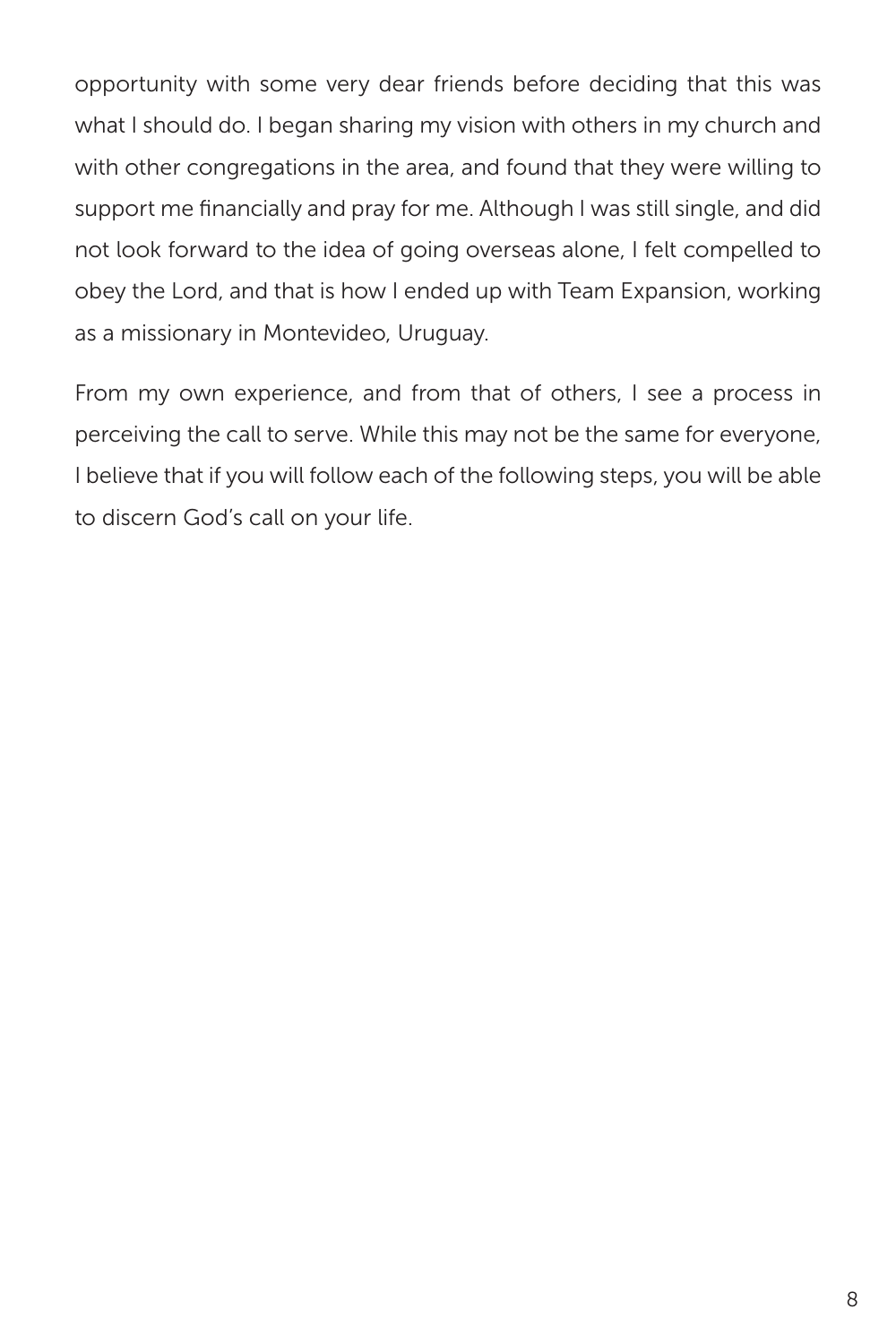opportunity with some very dear friends before deciding that this was what I should do. I began sharing my vision with others in my church and with other congregations in the area, and found that they were willing to support me financially and pray for me. Although I was still single, and did not look forward to the idea of going overseas alone, I felt compelled to obey the Lord, and that is how I ended up with Team Expansion, working as a missionary in Montevideo, Uruguay.

From my own experience, and from that of others, I see a process in perceiving the call to serve. While this may not be the same for everyone, I believe that if you will follow each of the following steps, you will be able to discern God's call on your life.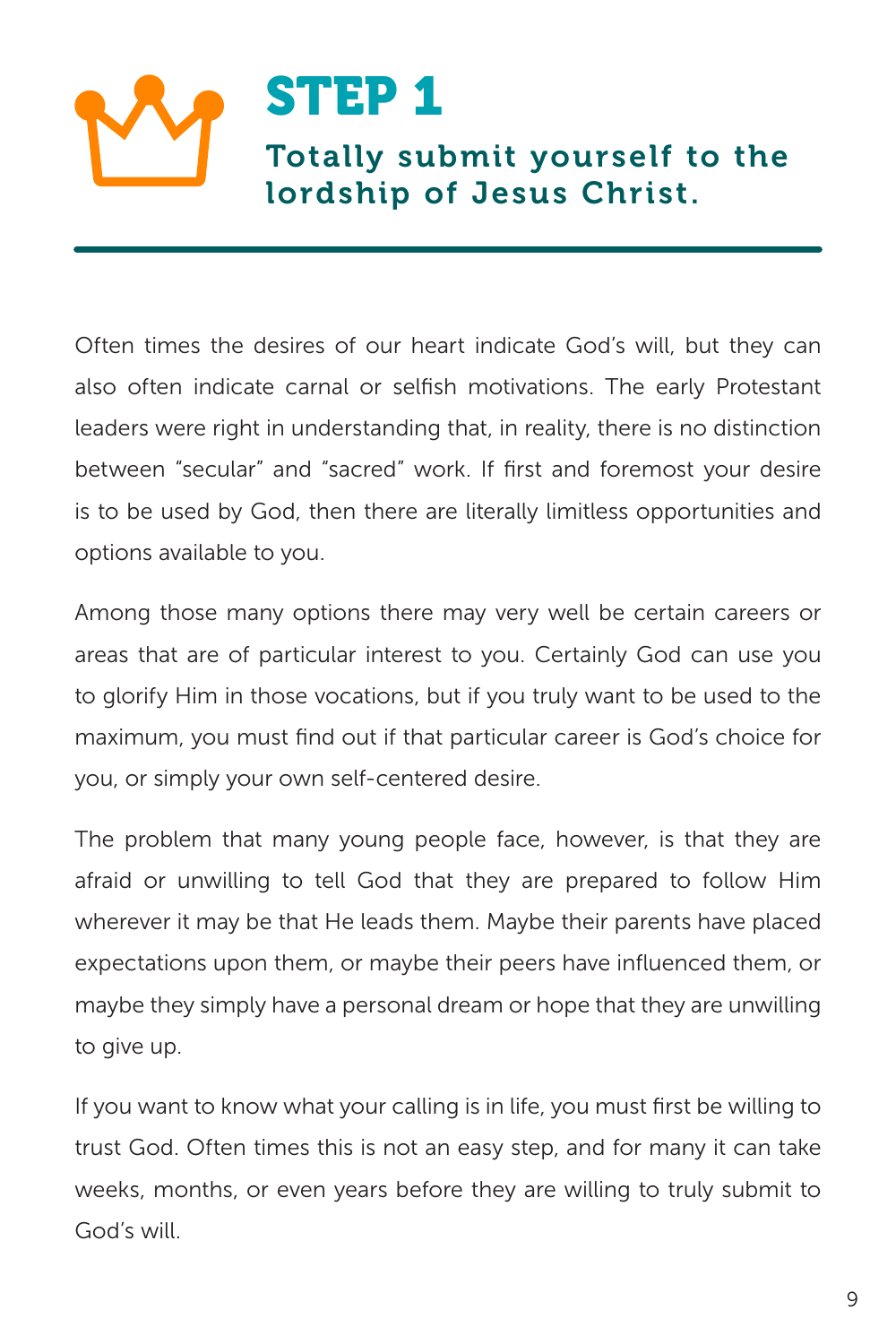# STEP 1

## Totally submit yourself to the lordship of Jesus Christ.

Often times the desires of our heart indicate God's will, but they can also often indicate carnal or selfish motivations. The early Protestant leaders were right in understanding that, in reality, there is no distinction between "secular" and "sacred" work. If first and foremost your desire is to be used by God, then there are literally limitless opportunities and options available to you.

Among those many options there may very well be certain careers or areas that are of particular interest to you. Certainly God can use you to glorify Him in those vocations, but if you truly want to be used to the maximum, you must find out if that particular career is God's choice for you, or simply your own self-centered desire.

The problem that many young people face, however, is that they are afraid or unwilling to tell God that they are prepared to follow Him wherever it may be that He leads them. Maybe their parents have placed expectations upon them, or maybe their peers have influenced them, or maybe they simply have a personal dream or hope that they are unwilling to give up.

If you want to know what your calling is in life, you must first be willing to trust God. Often times this is not an easy step, and for many it can take weeks, months, or even years before they are willing to truly submit to God's will.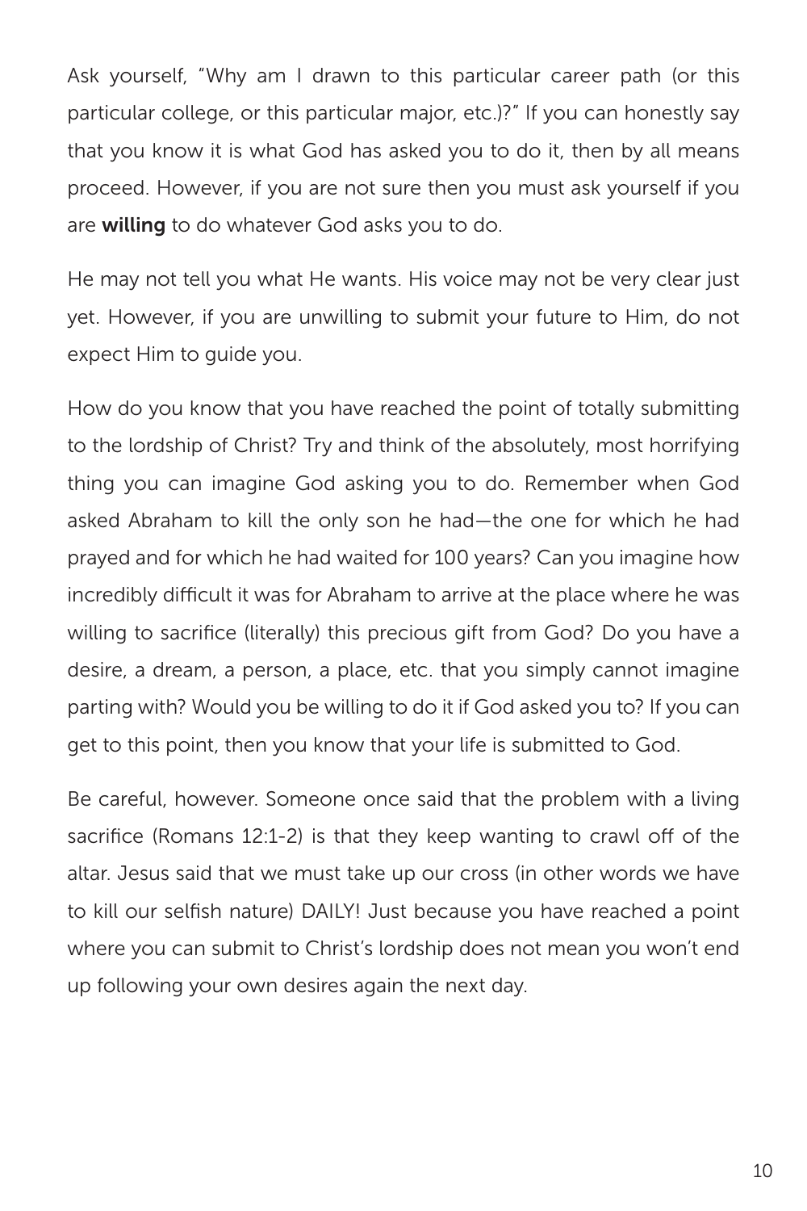Ask yourself, "Why am I drawn to this particular career path (or this particular college, or this particular major, etc.)?" If you can honestly say that you know it is what God has asked you to do it, then by all means proceed. However, if you are not sure then you must ask yourself if you are **willing** to do whatever God asks you to do.

He may not tell you what He wants. His voice may not be very clear just yet. However, if you are unwilling to submit your future to Him, do not expect Him to guide you.

How do you know that you have reached the point of totally submitting to the lordship of Christ? Try and think of the absolutely, most horrifying thing you can imagine God asking you to do. Remember when God asked Abraham to kill the only son he had—the one for which he had prayed and for which he had waited for 100 years? Can you imagine how incredibly difficult it was for Abraham to arrive at the place where he was willing to sacrifice (literally) this precious gift from God? Do you have a desire, a dream, a person, a place, etc. that you simply cannot imagine parting with? Would you be willing to do it if God asked you to? If you can get to this point, then you know that your life is submitted to God.

Be careful, however. Someone once said that the problem with a living sacrifice (Romans 12:1-2) is that they keep wanting to crawl off of the altar. Jesus said that we must take up our cross (in other words we have to kill our selfish nature) DAILY! Just because you have reached a point where you can submit to Christ's lordship does not mean you won't end up following your own desires again the next day.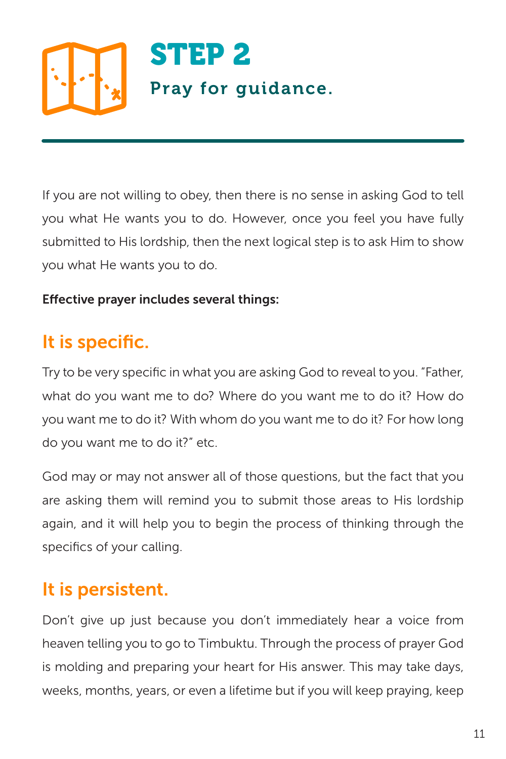# STEP 2

## Pray for guidance.

If you are not willing to obey, then there is no sense in asking God to tell you what He wants you to do. However, once you feel you have fully submitted to His lordship, then the next logical step is to ask Him to show you what He wants you to do.

**Effective prayer includes several things:**

### It is specific.

Try to be very specific in what you are asking God to reveal to you. "Father, what do you want me to do? Where do you want me to do it? How do you want me to do it? With whom do you want me to do it? For how long do you want me to do it?" etc.

God may or may not answer all of those questions, but the fact that you are asking them will remind you to submit those areas to His lordship again, and it will help you to begin the process of thinking through the specifics of your calling.

### It is persistent.

Don't give up just because you don't immediately hear a voice from heaven telling you to go to Timbuktu. Through the process of prayer God is molding and preparing your heart for His answer. This may take days, weeks, months, years, or even a lifetime but if you will keep praying, keep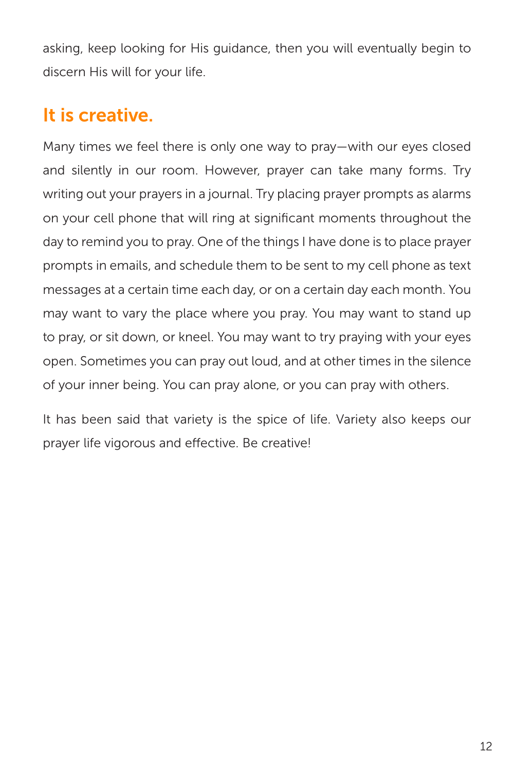asking, keep looking for His guidance, then you will eventually begin to discern His will for your life.

## It is creative.

Many times we feel there is only one way to pray—with our eyes closed and silently in our room. However, prayer can take many forms. Try writing out your prayers in a journal. Try placing prayer prompts as alarms on your cell phone that will ring at significant moments throughout the day to remind you to pray. One of the things I have done is to place prayer prompts in emails, and schedule them to be sent to my cell phone as text messages at a certain time each day, or on a certain day each month. You may want to vary the place where you pray. You may want to stand up to pray, or sit down, or kneel. You may want to try praying with your eyes open. Sometimes you can pray out loud, and at other times in the silence of your inner being. You can pray alone, or you can pray with others.

It has been said that variety is the spice of life. Variety also keeps our prayer life vigorous and effective. Be creative!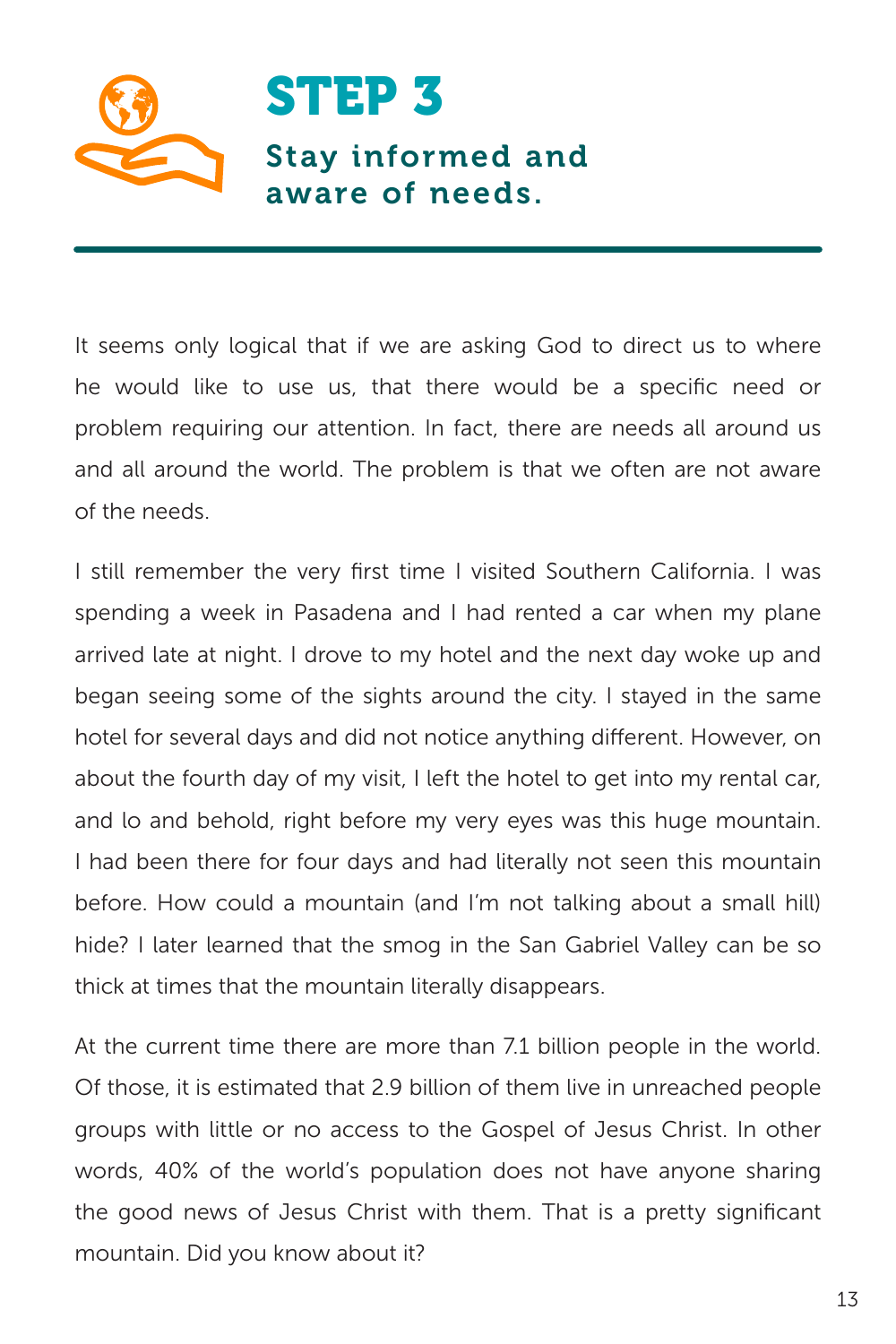# STEP 3

## Stay informed and aware of needs.

It seems only logical that if we are asking God to direct us to where he would like to use us, that there would be a specific need or problem requiring our attention. In fact, there are needs all around us and all around the world. The problem is that we often are not aware of the needs.

I still remember the very first time I visited Southern California. I was spending a week in Pasadena and I had rented a car when my plane arrived late at night. I drove to my hotel and the next day woke up and began seeing some of the sights around the city. I stayed in the same hotel for several days and did not notice anything different. However, on about the fourth day of my visit, I left the hotel to get into my rental car, and lo and behold, right before my very eyes was this huge mountain. I had been there for four days and had literally not seen this mountain before. How could a mountain (and I'm not talking about a small hill) hide? I later learned that the smog in the San Gabriel Valley can be so thick at times that the mountain literally disappears.

At the current time there are more than 7.1 billion people in the world. Of those, it is estimated that 2.9 billion of them live in unreached people groups with little or no access to the Gospel of Jesus Christ. In other words, 40% of the world's population does not have anyone sharing the good news of Jesus Christ with them. That is a pretty significant mountain. Did you know about it?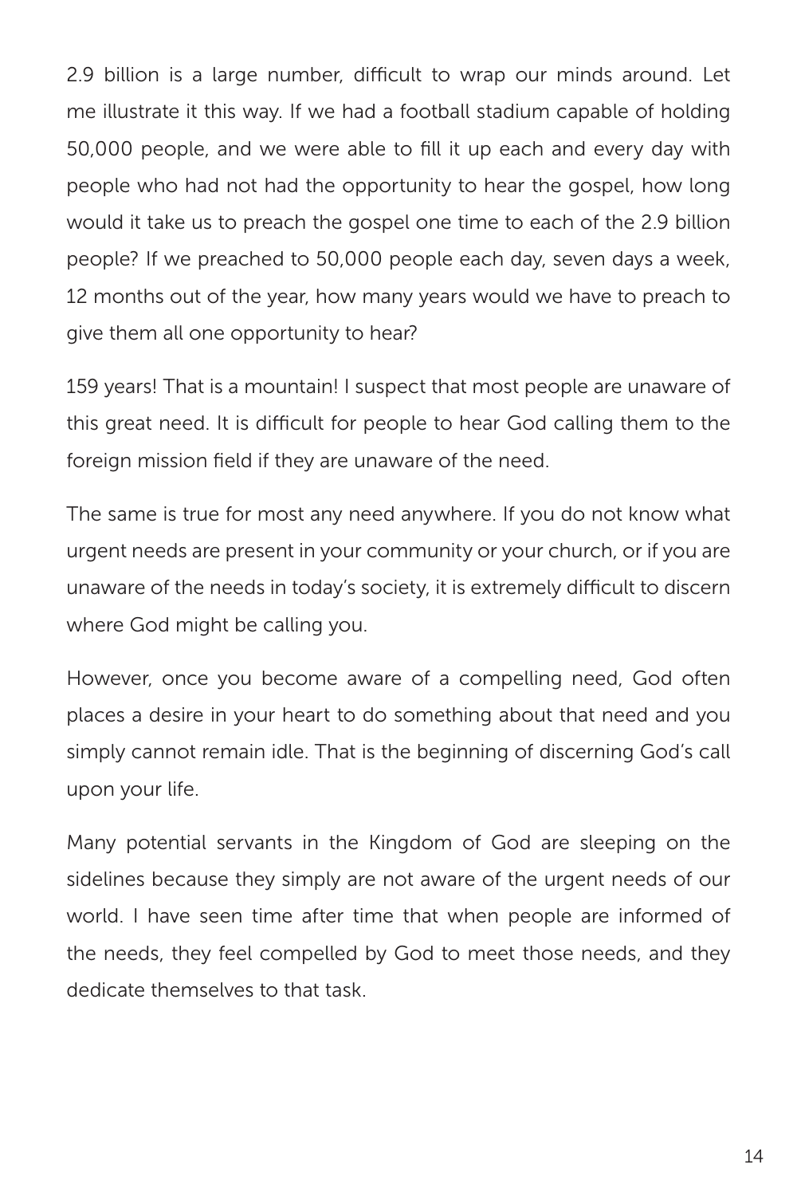2.9 billion is a large number, difficult to wrap our minds around. Let me illustrate it this way. If we had a football stadium capable of holding 50,000 people, and we were able to fill it up each and every day with people who had not had the opportunity to hear the gospel, how long would it take us to preach the gospel one time to each of the 2.9 billion people? If we preached to 50,000 people each day, seven days a week, 12 months out of the year, how many years would we have to preach to give them all one opportunity to hear?

159 years! That is a mountain! I suspect that most people are unaware of this great need. It is difficult for people to hear God calling them to the foreign mission field if they are unaware of the need.

The same is true for most any need anywhere. If you do not know what urgent needs are present in your community or your church, or if you are unaware of the needs in today's society, it is extremely difficult to discern where God might be calling you.

However, once you become aware of a compelling need, God often places a desire in your heart to do something about that need and you simply cannot remain idle. That is the beginning of discerning God's call upon your life.

Many potential servants in the Kingdom of God are sleeping on the sidelines because they simply are not aware of the urgent needs of our world. I have seen time after time that when people are informed of the needs, they feel compelled by God to meet those needs, and they dedicate themselves to that task.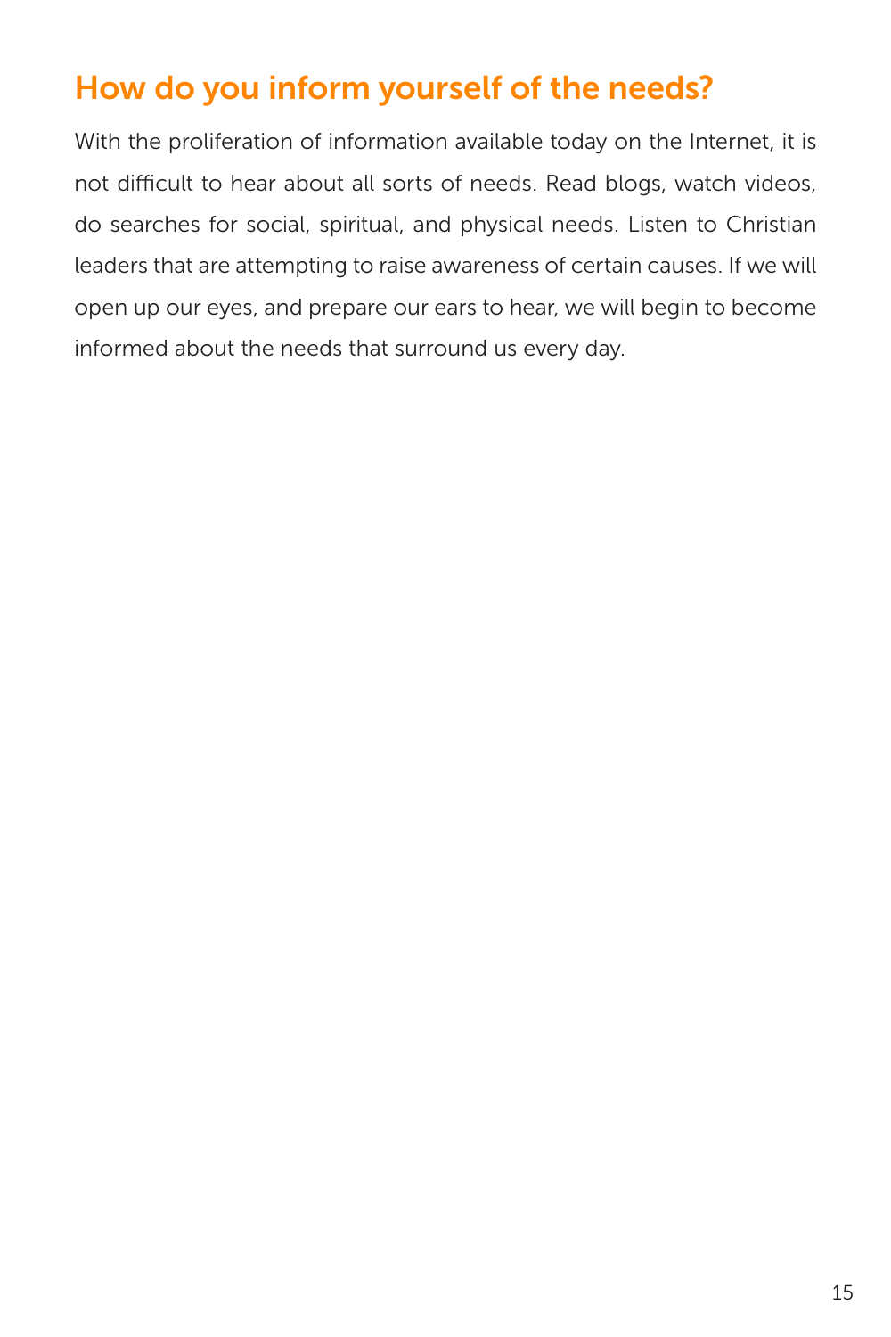## How do you inform yourself of the needs?

With the proliferation of information available today on the Internet, it is not difficult to hear about all sorts of needs. Read blogs, watch videos, do searches for social, spiritual, and physical needs. Listen to Christian leaders that are attempting to raise awareness of certain causes. If we will open up our eyes, and prepare our ears to hear, we will begin to become informed about the needs that surround us every day.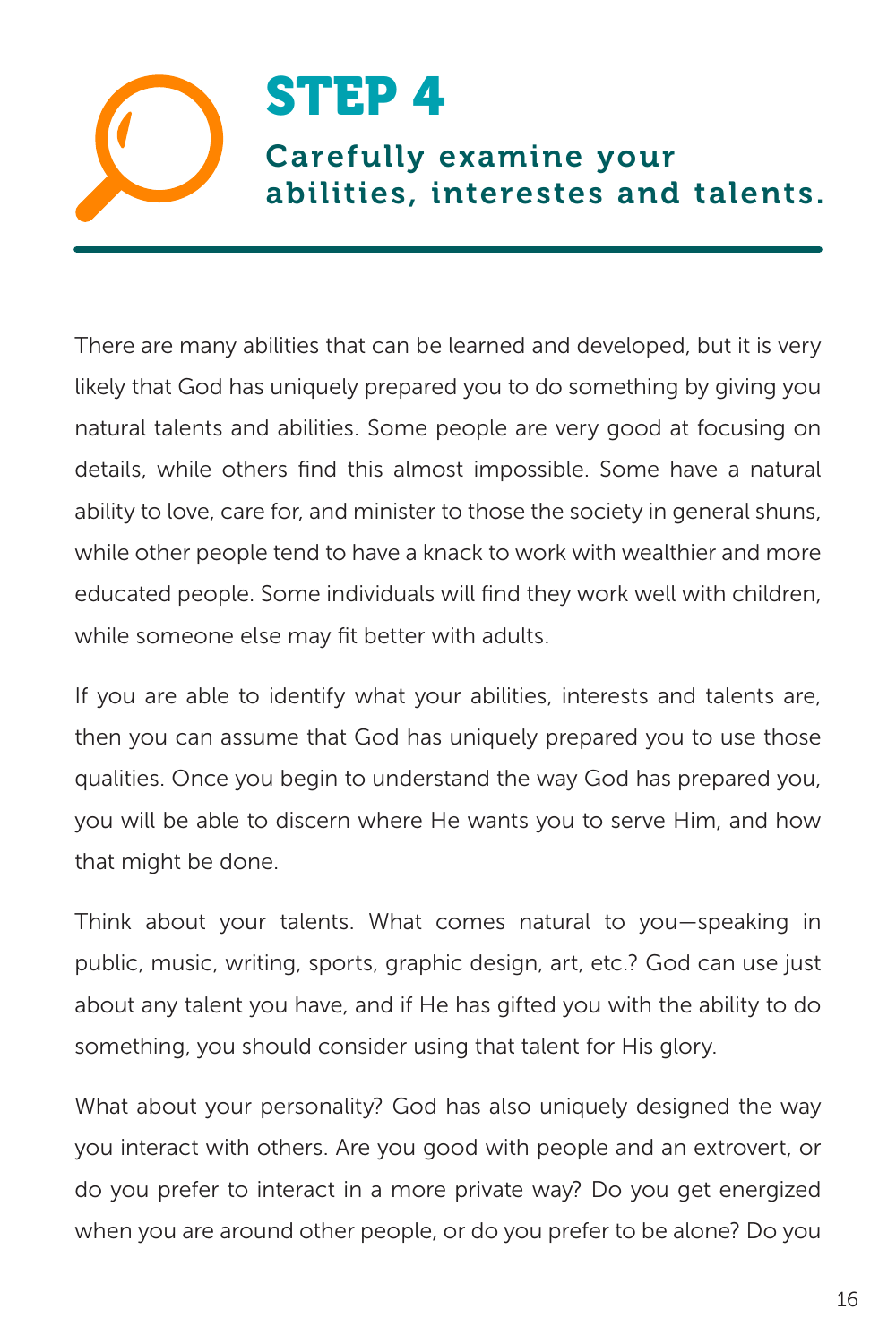# STEP 4

## Carefully examine your abilities, interestes and talents.

There are many abilities that can be learned and developed, but it is very likely that God has uniquely prepared you to do something by giving you natural talents and abilities. Some people are very good at focusing on details, while others find this almost impossible. Some have a natural ability to love, care for, and minister to those the society in general shuns, while other people tend to have a knack to work with wealthier and more educated people. Some individuals will find they work well with children, while someone else may fit better with adults.

If you are able to identify what your abilities, interests and talents are, then you can assume that God has uniquely prepared you to use those qualities. Once you begin to understand the way God has prepared you, you will be able to discern where He wants you to serve Him, and how that might be done.

Think about your talents. What comes natural to you—speaking in public, music, writing, sports, graphic design, art, etc.? God can use just about any talent you have, and if He has gifted you with the ability to do something, you should consider using that talent for His glory.

What about your personality? God has also uniquely designed the way you interact with others. Are you good with people and an extrovert, or do you prefer to interact in a more private way? Do you get energized when you are around other people, or do you prefer to be alone? Do you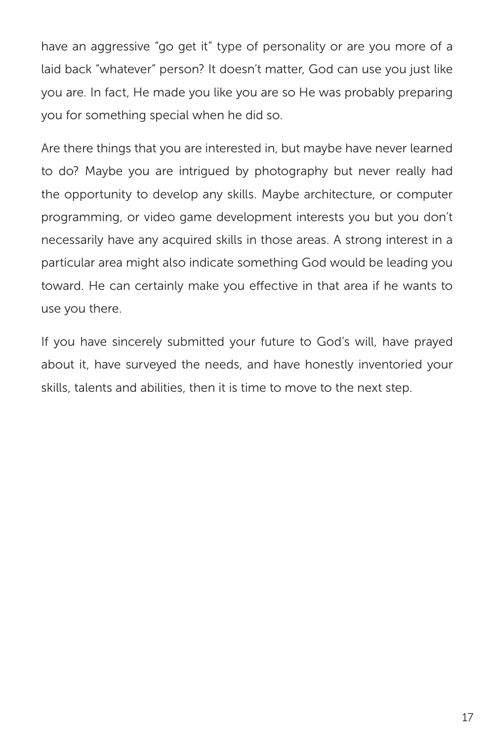have an aggressive "go get it" type of personality or are you more of a laid back "whatever" person? It doesn't matter, God can use you just like you are. In fact, He made you like you are so He was probably preparing you for something special when he did so.

Are there things that you are interested in, but maybe have never learned to do? Maybe you are intrigued by photography but never really had the opportunity to develop any skills. Maybe architecture, or computer programming, or video game development interests you but you don't necessarily have any acquired skills in those areas. A strong interest in a particular area might also indicate something God would be leading you toward. He can certainly make you effective in that area if he wants to use you there.

If you have sincerely submitted your future to God's will, have prayed about it, have surveyed the needs, and have honestly inventoried your skills, talents and abilities, then it is time to move to the next step.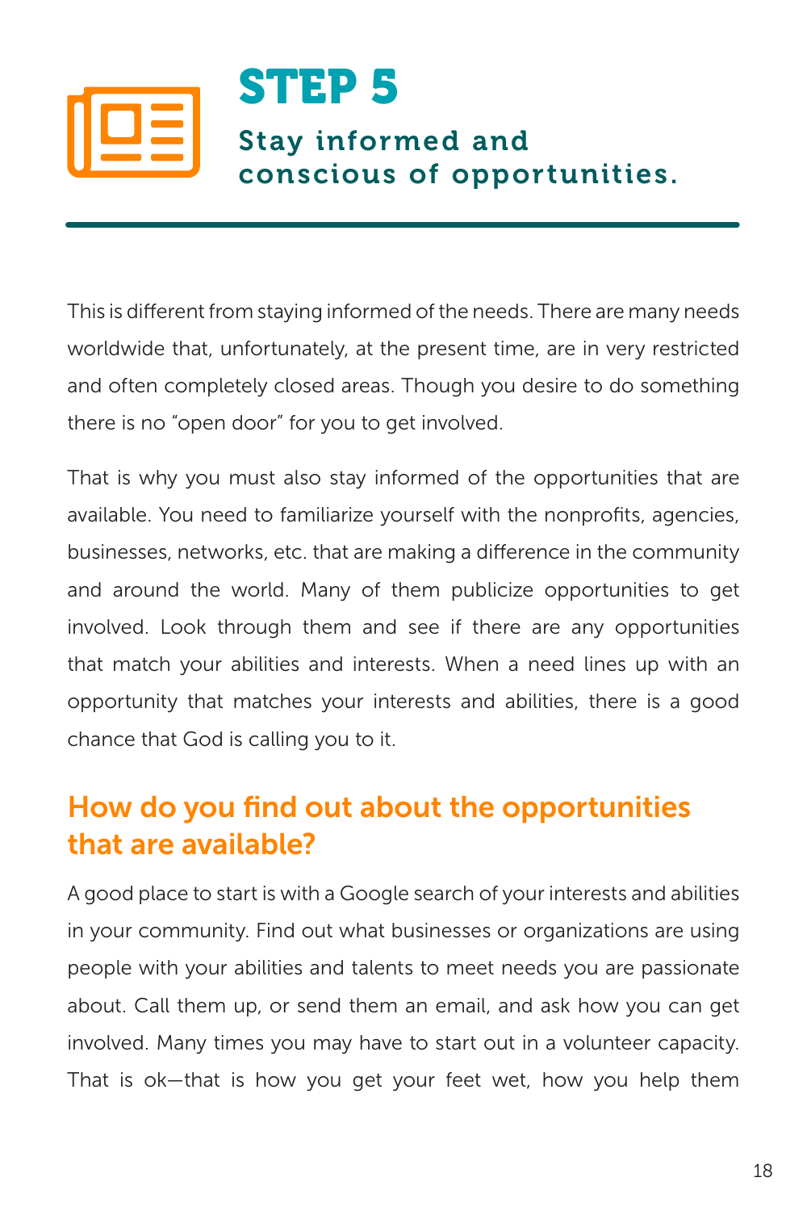# STEP 5

## Stay informed and conscious of opportunities.

This is different from staying informed of the needs. There are many needs worldwide that, unfortunately, at the present time, are in very restricted and often completely closed areas. Though you desire to do something there is no "open door" for you to get involved.

That is why you must also stay informed of the opportunities that are available. You need to familiarize yourself with the nonprofits, agencies, businesses, networks, etc. that are making a difference in the community and around the world. Many of them publicize opportunities to get involved. Look through them and see if there are any opportunities that match your abilities and interests. When a need lines up with an opportunity that matches your interests and abilities, there is a good chance that God is calling you to it.

### How do you find out about the opportunities that are available?

A good place to start is with a Google search of your interests and abilities in your community. Find out what businesses or organizations are using people with your abilities and talents to meet needs you are passionate about. Call them up, or send them an email, and ask how you can get involved. Many times you may have to start out in a volunteer capacity. That is ok—that is how you get your feet wet, how you help them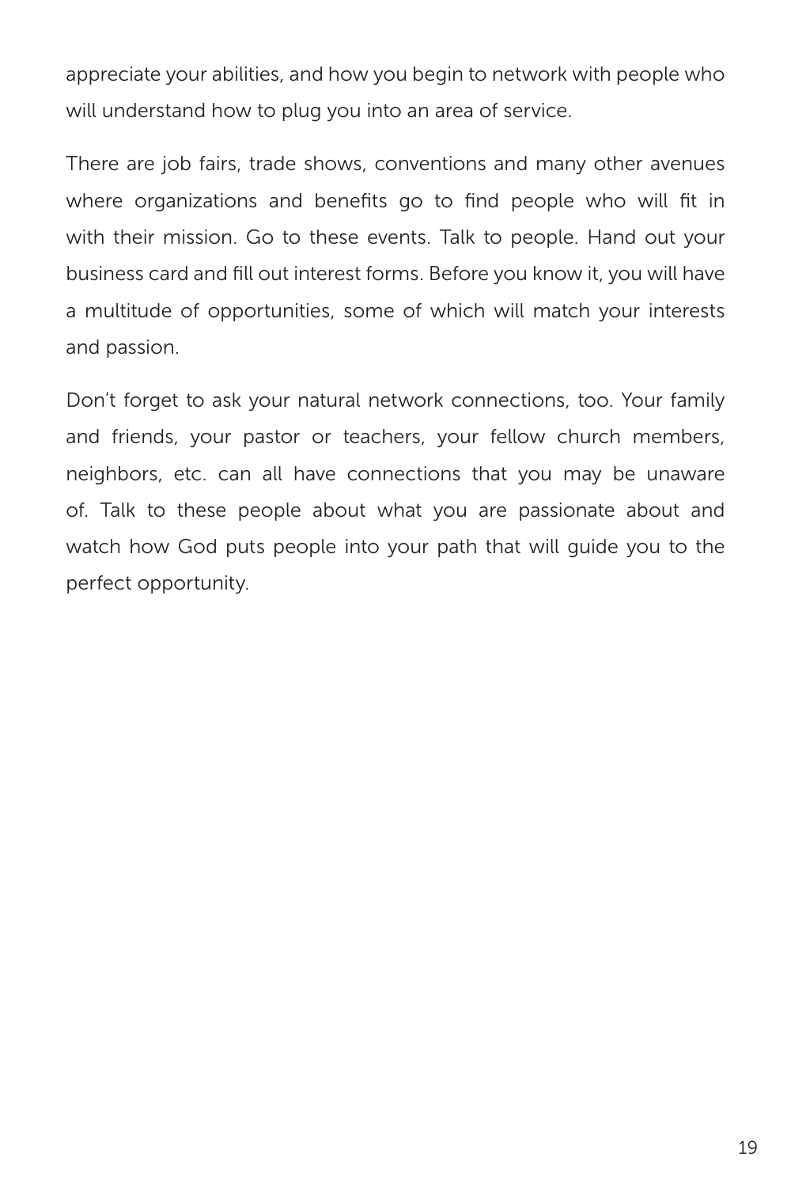appreciate your abilities, and how you begin to network with people who will understand how to plug you into an area of service.

There are job fairs, trade shows, conventions and many other avenues where organizations and benefits go to find people who will fit in with their mission. Go to these events. Talk to people. Hand out your business card and fill out interest forms. Before you know it, you will have a multitude of opportunities, some of which will match your interests and passion.

Don't forget to ask your natural network connections, too. Your family and friends, your pastor or teachers, your fellow church members, neighbors, etc. can all have connections that you may be unaware of. Talk to these people about what you are passionate about and watch how God puts people into your path that will guide you to the perfect opportunity.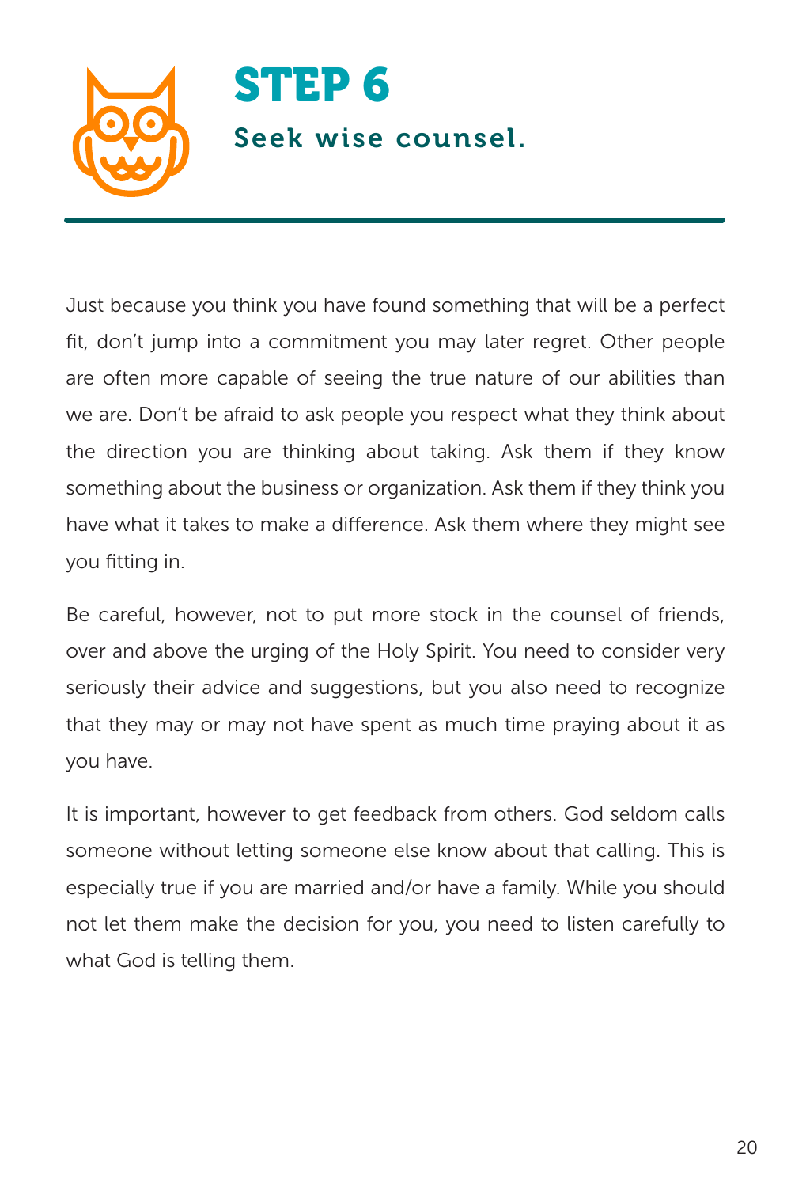# STEP 6

## Seek wise counsel.

Just because you think you have found something that will be a perfect fit, don't jump into a commitment you may later regret. Other people are often more capable of seeing the true nature of our abilities than we are. Don't be afraid to ask people you respect what they think about the direction you are thinking about taking. Ask them if they know something about the business or organization. Ask them if they think you have what it takes to make a difference. Ask them where they might see you fitting in.

Be careful, however, not to put more stock in the counsel of friends, over and above the urging of the Holy Spirit. You need to consider very seriously their advice and suggestions, but you also need to recognize that they may or may not have spent as much time praying about it as you have.

It is important, however to get feedback from others. God seldom calls someone without letting someone else know about that calling. This is especially true if you are married and/or have a family. While you should not let them make the decision for you, you need to listen carefully to what God is telling them.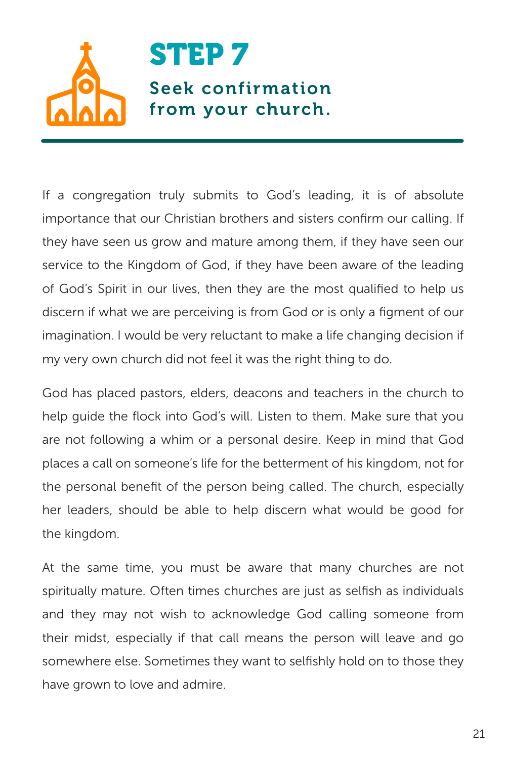# STEP 7

## Seek confirmation from your church.

If a congregation truly submits to God's leading, it is of absolute importance that our Christian brothers and sisters confirm our calling. If they have seen us grow and mature among them, if they have seen our service to the Kingdom of God, if they have been aware of the leading of God's Spirit in our lives, then they are the most qualified to help us discern if what we are perceiving is from God or is only a figment of our imagination. I would be very reluctant to make a life changing decision if my very own church did not feel it was the right thing to do.

God has placed pastors, elders, deacons and teachers in the church to help guide the flock into God's will. Listen to them. Make sure that you are not following a whim or a personal desire. Keep in mind that God places a call on someone's life for the betterment of his kingdom, not for the personal benefit of the person being called. The church, especially her leaders, should be able to help discern what would be good for the kingdom.

At the same time, you must be aware that many churches are not spiritually mature. Often times churches are just as selfish as individuals and they may not wish to acknowledge God calling someone from their midst, especially if that call means the person will leave and go somewhere else. Sometimes they want to selfishly hold on to those they have grown to love and admire.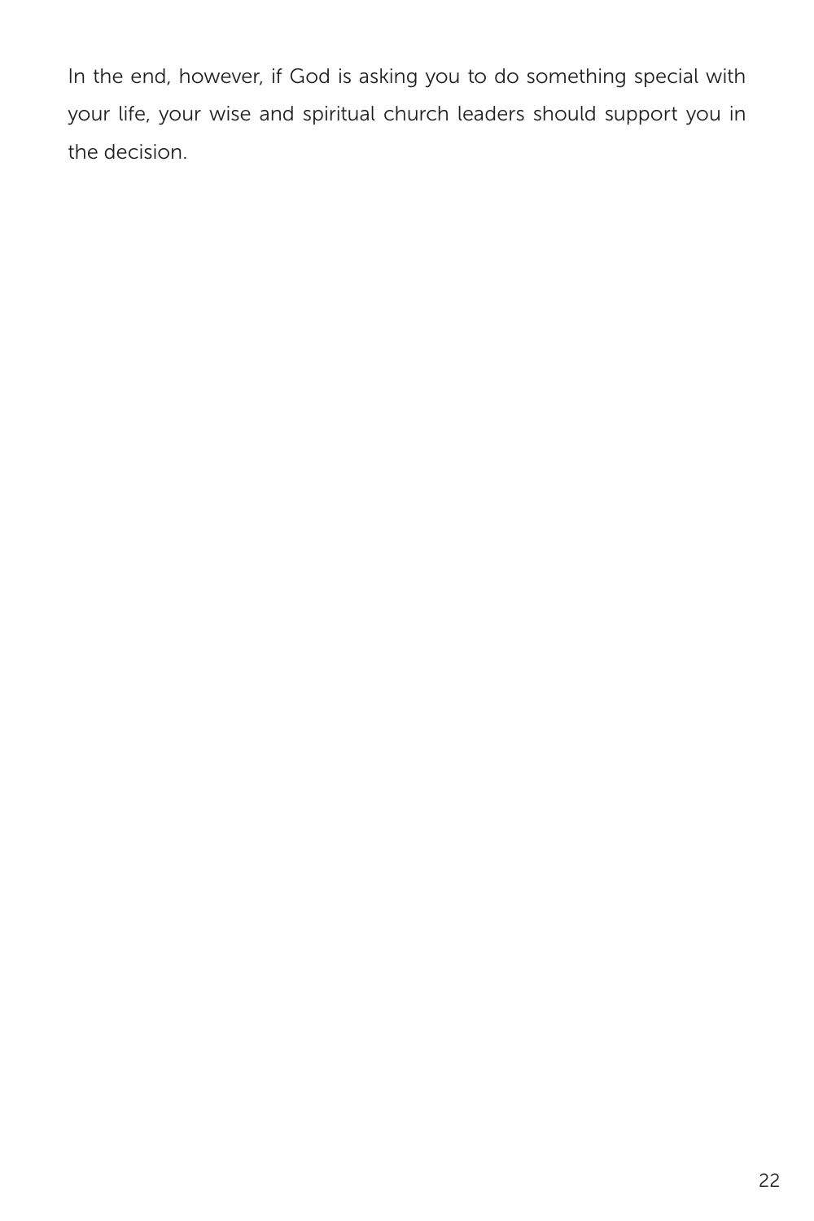In the end, however, if God is asking you to do something special with your life, your wise and spiritual church leaders should support you in the decision.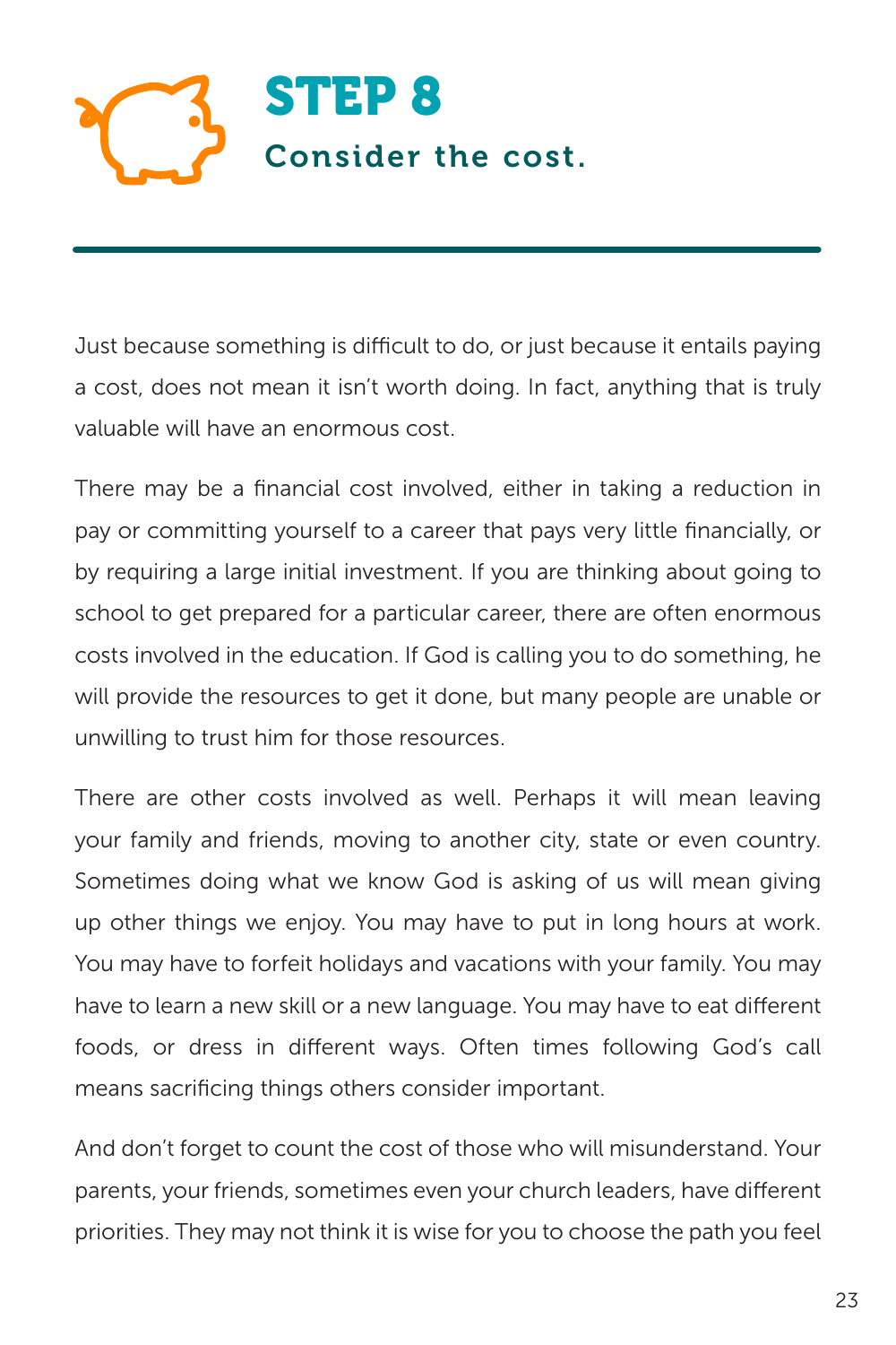# STEP 8

## Consider the cost.

Just because something is difficult to do, or just because it entails paying a cost, does not mean it isn't worth doing. In fact, anything that is truly valuable will have an enormous cost.

There may be a financial cost involved, either in taking a reduction in pay or committing yourself to a career that pays very little financially, or by requiring a large initial investment. If you are thinking about going to school to get prepared for a particular career, there are often enormous costs involved in the education. If God is calling you to do something, he will provide the resources to get it done, but many people are unable or unwilling to trust him for those resources.

There are other costs involved as well. Perhaps it will mean leaving your family and friends, moving to another city, state or even country. Sometimes doing what we know God is asking of us will mean giving up other things we enjoy. You may have to put in long hours at work. You may have to forfeit holidays and vacations with your family. You may have to learn a new skill or a new language. You may have to eat different foods, or dress in different ways. Often times following God's call means sacrificing things others consider important.

And don't forget to count the cost of those who will misunderstand. Your parents, your friends, sometimes even your church leaders, have different priorities. They may not think it is wise for you to choose the path you feel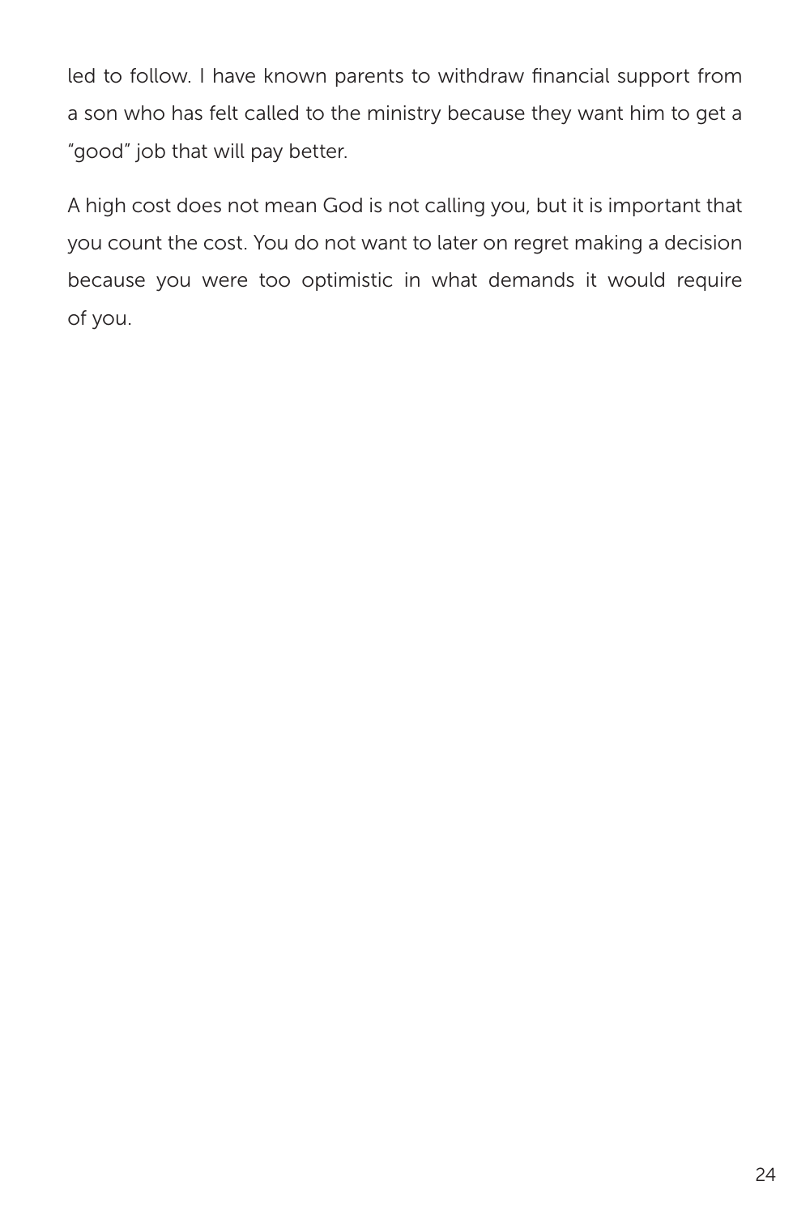led to follow. I have known parents to withdraw financial support from a son who has felt called to the ministry because they want him to get a "good" job that will pay better.

A high cost does not mean God is not calling you, but it is important that you count the cost. You do not want to later on regret making a decision because you were too optimistic in what demands it would require of you.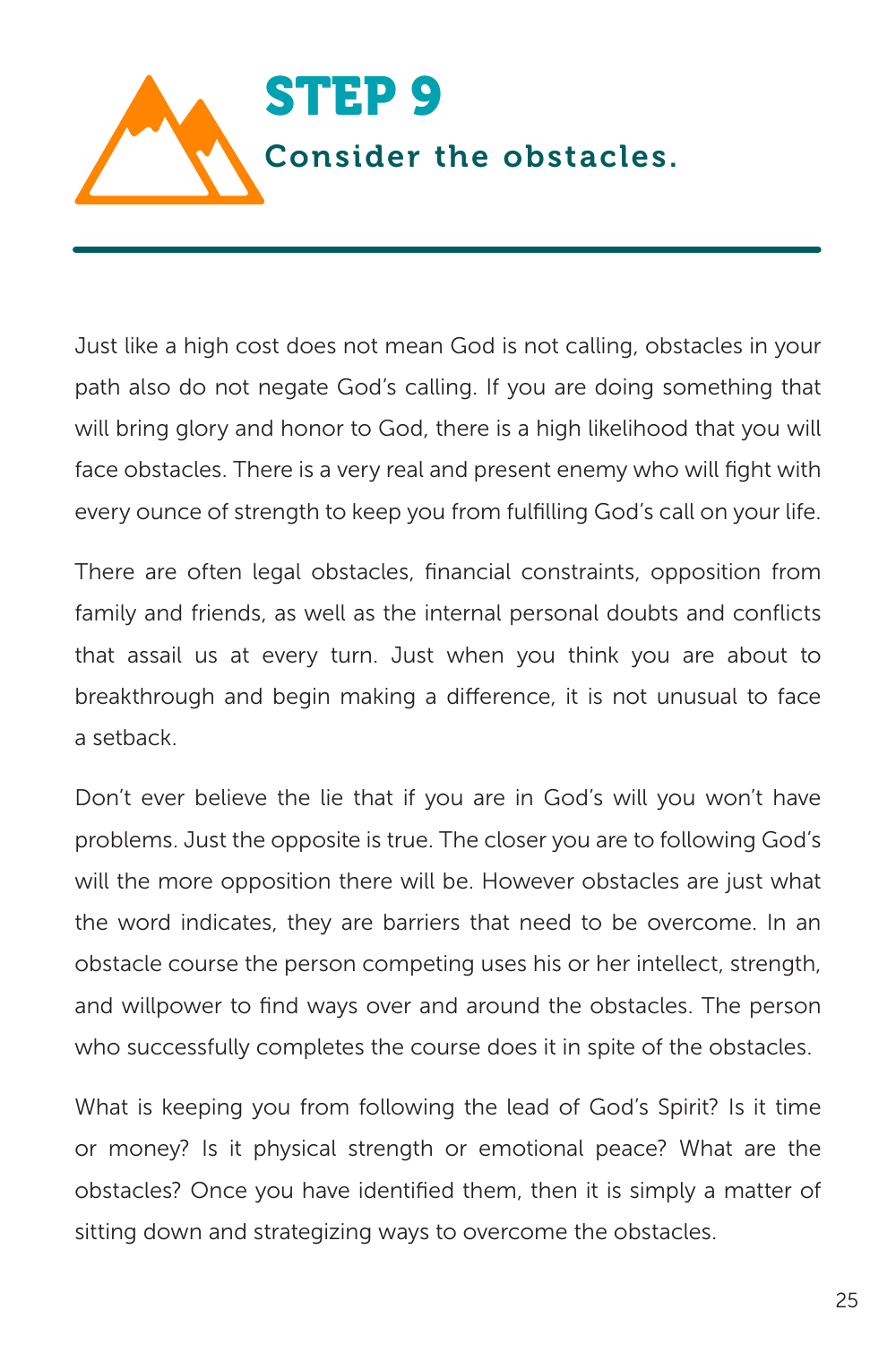# STEP 9

## Consider the obstacles.

Just like a high cost does not mean God is not calling, obstacles in your path also do not negate God's calling. If you are doing something that will bring glory and honor to God, there is a high likelihood that you will face obstacles. There is a very real and present enemy who will fight with every ounce of strength to keep you from fulfilling God's call on your life.

There are often legal obstacles, financial constraints, opposition from family and friends, as well as the internal personal doubts and conflicts that assail us at every turn. Just when you think you are about to breakthrough and begin making a difference, it is not unusual to face a setback.

Don't ever believe the lie that if you are in God's will you won't have problems. Just the opposite is true. The closer you are to following God's will the more opposition there will be. However obstacles are just what the word indicates, they are barriers that need to be overcome. In an obstacle course the person competing uses his or her intellect, strength, and willpower to find ways over and around the obstacles. The person who successfully completes the course does it in spite of the obstacles.

What is keeping you from following the lead of God's Spirit? Is it time or money? Is it physical strength or emotional peace? What are the obstacles? Once you have identified them, then it is simply a matter of sitting down and strategizing ways to overcome the obstacles.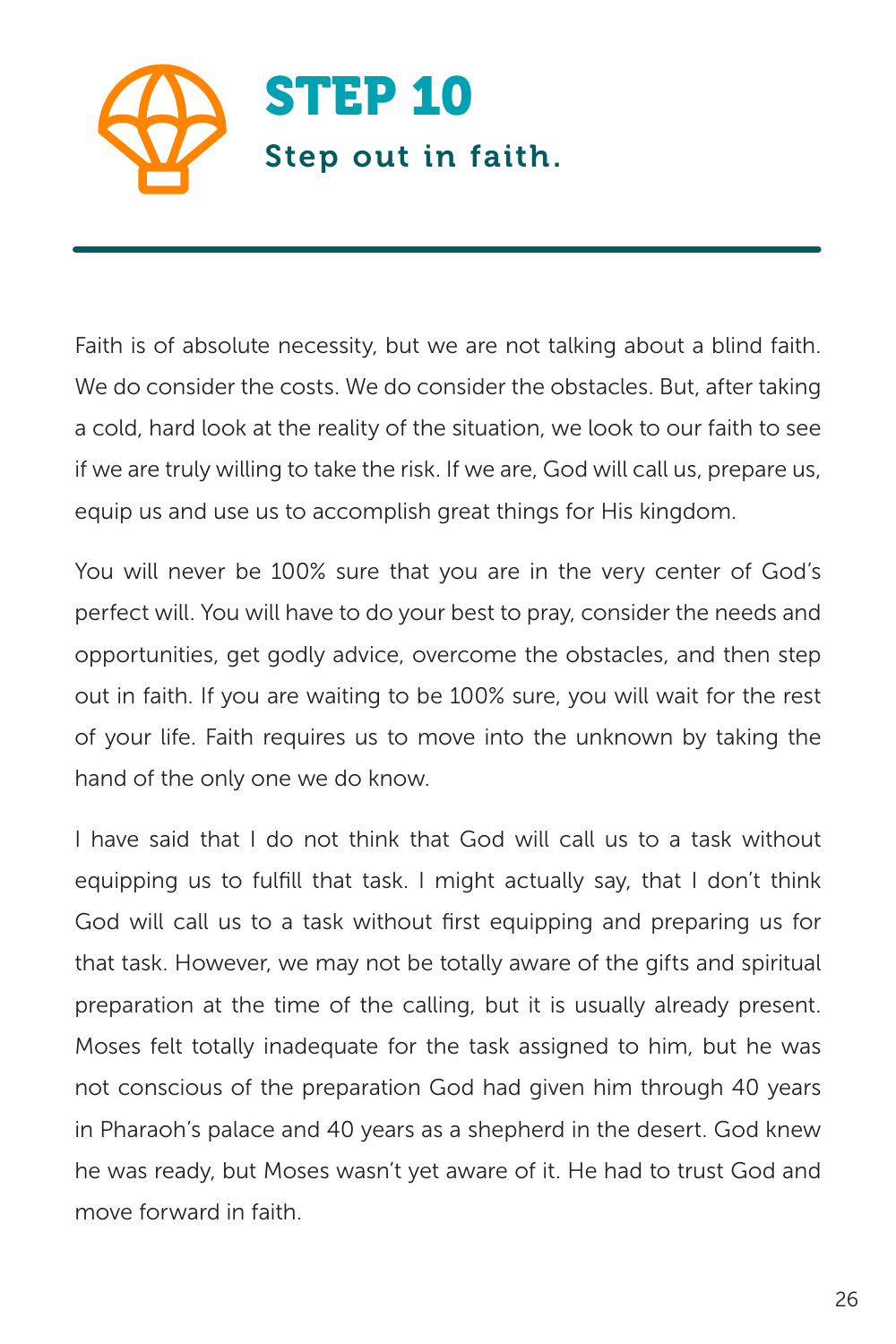# STEP 10

## Step out in faith.

Faith is of absolute necessity, but we are not talking about a blind faith. We do consider the costs. We do consider the obstacles. But, after taking a cold, hard look at the reality of the situation, we look to our faith to see if we are truly willing to take the risk. If we are, God will call us, prepare us, equip us and use us to accomplish great things for His kingdom.

You will never be 100% sure that you are in the very center of God's perfect will. You will have to do your best to pray, consider the needs and opportunities, get godly advice, overcome the obstacles, and then step out in faith. If you are waiting to be 100% sure, you will wait for the rest of your life. Faith requires us to move into the unknown by taking the hand of the only one we do know.

I have said that I do not think that God will call us to a task without equipping us to fulfill that task. I might actually say, that I don't think God will call us to a task without first equipping and preparing us for that task. However, we may not be totally aware of the gifts and spiritual preparation at the time of the calling, but it is usually already present. Moses felt totally inadequate for the task assigned to him, but he was not conscious of the preparation God had given him through 40 years in Pharaoh's palace and 40 years as a shepherd in the desert. God knew he was ready, but Moses wasn't yet aware of it. He had to trust God and move forward in faith.